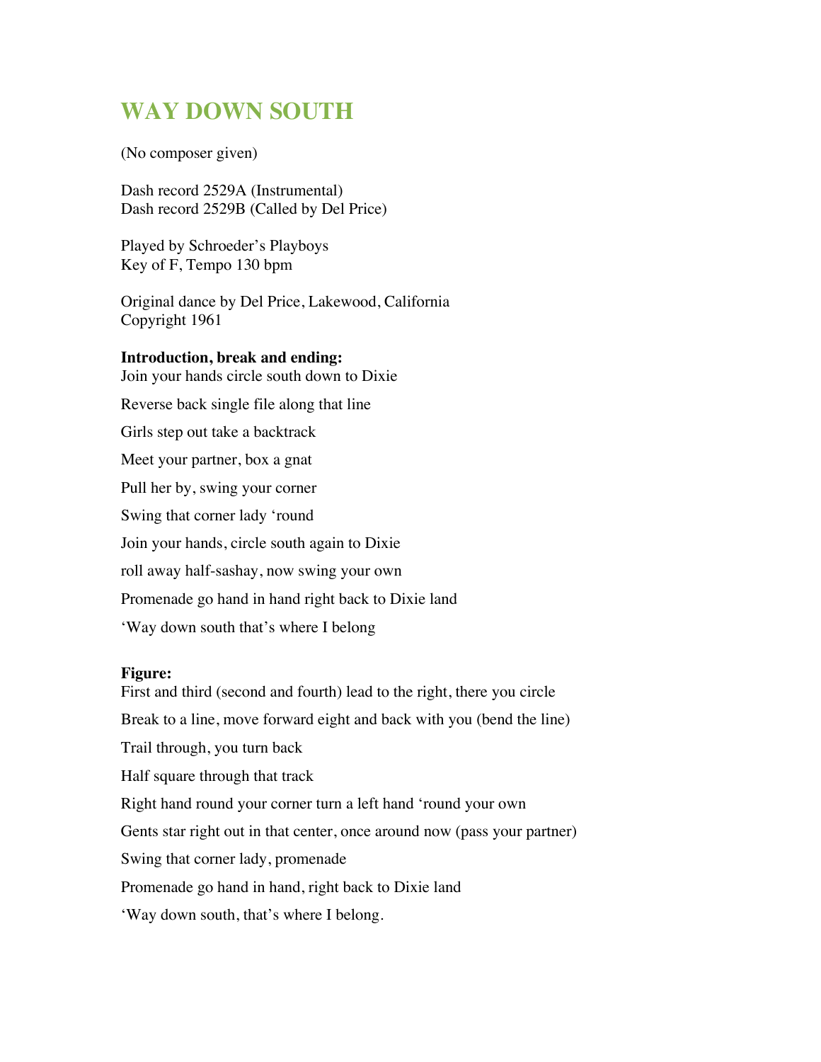# WAY DOWN SOUTH

(No composer given)

Dash record 2529A (Instrumental)
Dash record 2529B (Called by Del Price)

Played by Schroeder's Playboys
Key of F, Tempo 130 bpm

Original dance by Del Price, Lakewood, California
Copyright 1961

**Introduction, break and ending:**

Join your hands circle south down to Dixie

Reverse back single file along that line

Girls step out take a backtrack

Meet your partner, box a gnat

Pull her by, swing your corner

Swing that corner lady 'round

Join your hands, circle south again to Dixie

roll away half-sashay, now swing your own

Promenade go hand in hand right back to Dixie land

'Way down south that's where I belong

**Figure:**

First and third (second and fourth) lead to the right, there you circle

Break to a line, move forward eight and back with you (bend the line)

Trail through, you turn back

Half square through that track

Right hand round your corner turn a left hand 'round your own

Gents star right out in that center, once around now (pass your partner)

Swing that corner lady, promenade

Promenade go hand in hand, right back to Dixie land

'Way down south, that's where I belong.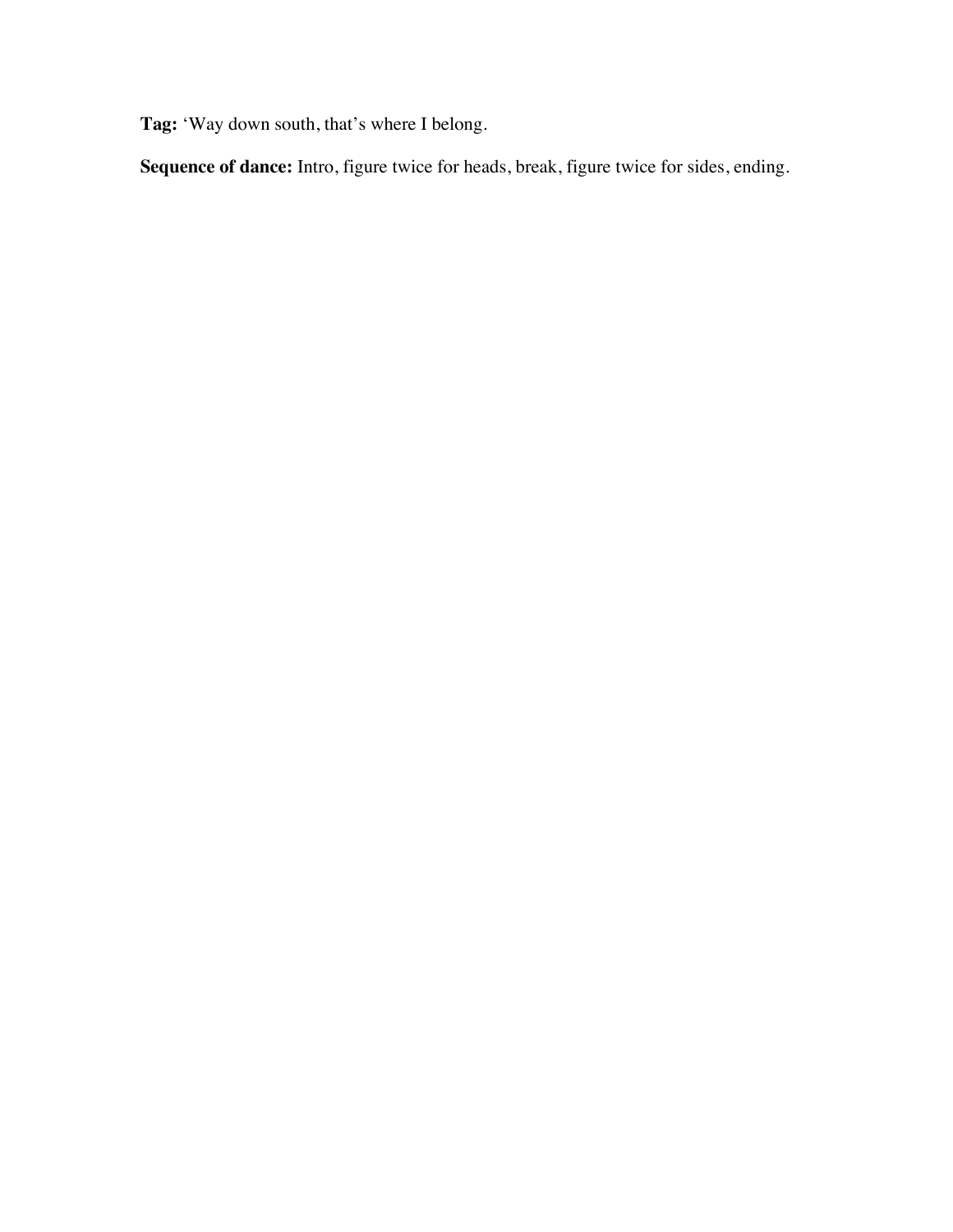**Tag:** 'Way down south, that's where I belong.

**Sequence of dance:** Intro, figure twice for heads, break, figure twice for sides, ending.